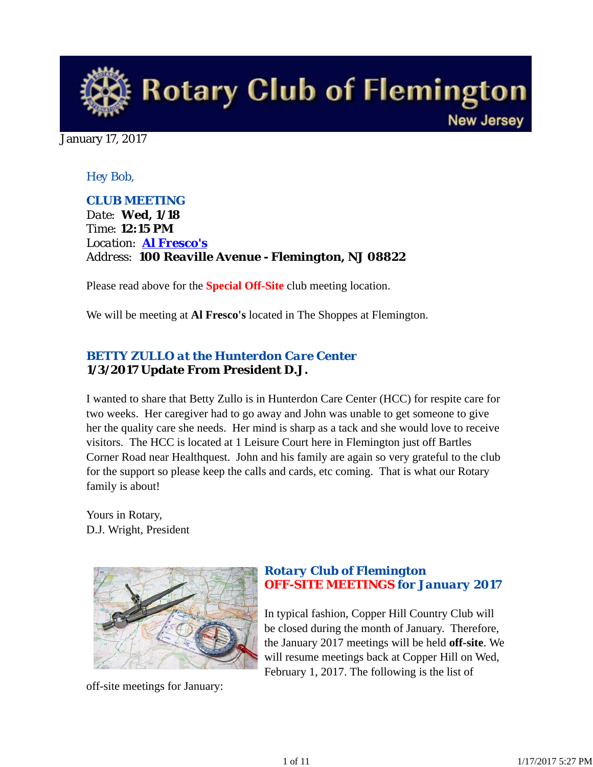# Rotary Club of Flemington

New Jersey

January 17, 2017

*Hey Bob,*

### CLUB MEETING

Date: **Wed, 1/18**
Time: **12:15 PM**
Location: **Al Fresco's**
Address: **100 Reaville Avenue - Flemington, NJ 08822**

Please read above for the **Special Off-Site** club meeting location.

We will be meeting at **Al Fresco's** located in The Shoppes at Flemington.

### *BETTY ZULLO at the Hunterdon Care Center*

**1/3/2017 Update From President D.J.**

I wanted to share that Betty Zullo is in Hunterdon Care Center (HCC) for respite care for two weeks. Her caregiver had to go away and John was unable to get someone to give her the quality care she needs. Her mind is sharp as a tack and she would love to receive visitors. The HCC is located at 1 Leisure Court here in Flemington just off Bartles Corner Road near Healthquest. John and his family are again so very grateful to the club for the support so please keep the calls and cards, etc coming. That is what our Rotary family is about!

Yours in Rotary,
D.J. Wright, President

### *Rotary Club of Flemington*
### *OFF-SITE MEETINGS for January 2017*

In typical fashion, Copper Hill Country Club will be closed during the month of January. Therefore, the January 2017 meetings will be held **off-site**. We will resume meetings back at Copper Hill on Wed, February 1, 2017. The following is the list of off-site meetings for January: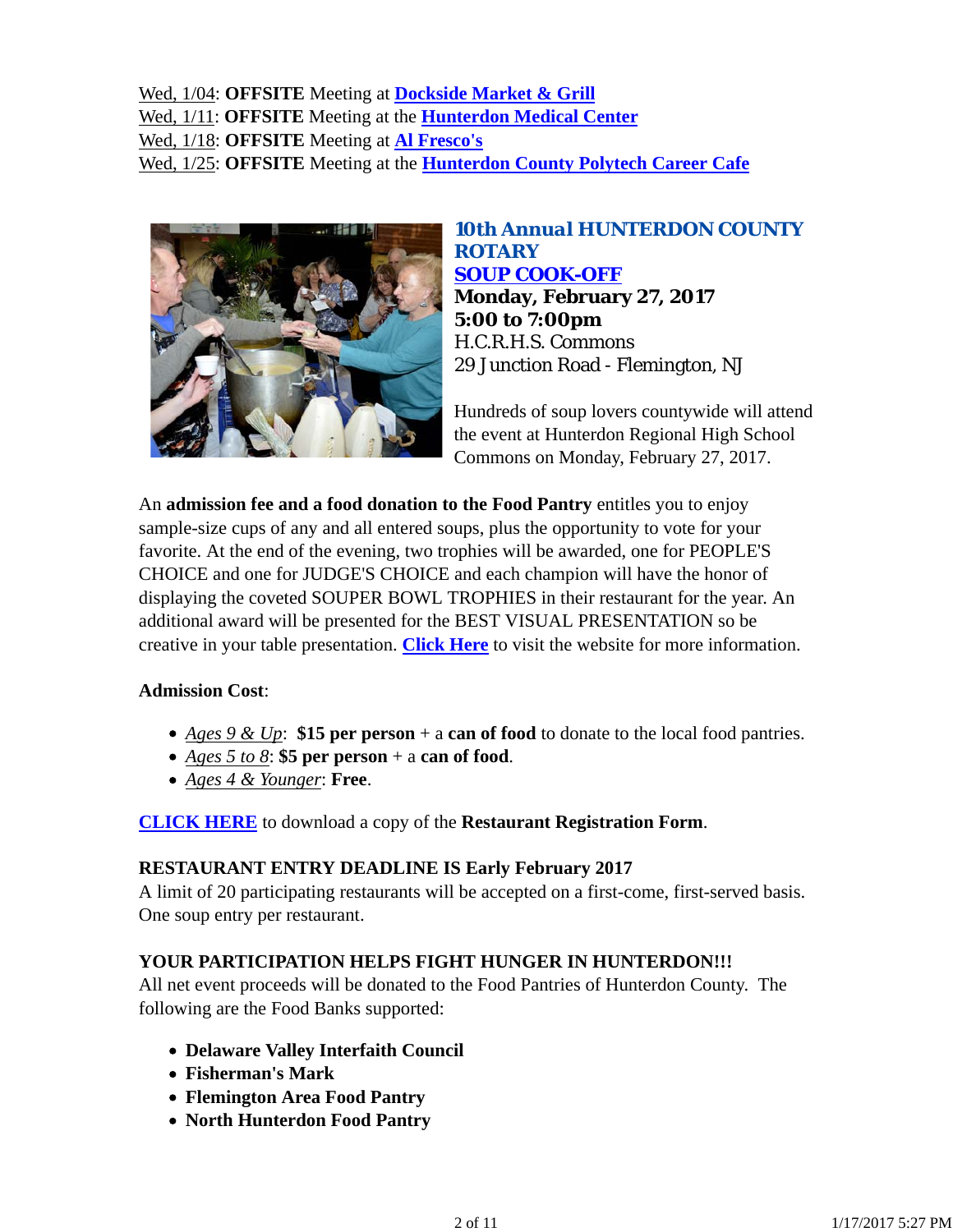Wed, 1/04: **OFFSITE** Meeting at **Dockside Market & Grill**
Wed, 1/11: **OFFSITE** Meeting at the **Hunterdon Medical Center**
Wed, 1/18: **OFFSITE** Meeting at **Al Fresco's**
Wed, 1/25: **OFFSITE** Meeting at the **Hunterdon County Polytech Career Cafe**

### 10th Annual HUNTERDON COUNTY ROTARY SOUP COOK-OFF

**Monday, February 27, 2017**
**5:00 to 7:00pm**
H.C.R.H.S. Commons
29 Junction Road - Flemington, NJ

Hundreds of soup lovers countywide will attend the event at Hunterdon Regional High School Commons on Monday, February 27, 2017.

An **admission fee and a food donation to the Food Pantry** entitles you to enjoy sample-size cups of any and all entered soups, plus the opportunity to vote for your favorite. At the end of the evening, two trophies will be awarded, one for PEOPLE'S CHOICE and one for JUDGE'S CHOICE and each champion will have the honor of displaying the coveted SOUPER BOWL TROPHIES in their restaurant for the year. An additional award will be presented for the BEST VISUAL PRESENTATION so be creative in your table presentation. **Click Here** to visit the website for more information.

**Admission Cost**:

- *Ages 9 & Up*: **$15 per person** + a **can of food** to donate to the local food pantries.
- *Ages 5 to 8*: **$5 per person** + a **can of food**.
- *Ages 4 & Younger*: **Free**.

**CLICK HERE** to download a copy of the **Restaurant Registration Form**.

**RESTAURANT ENTRY DEADLINE IS Early February 2017**
A limit of 20 participating restaurants will be accepted on a first-come, first-served basis. One soup entry per restaurant.

**YOUR PARTICIPATION HELPS FIGHT HUNGER IN HUNTERDON!!!**
All net event proceeds will be donated to the Food Pantries of Hunterdon County. The following are the Food Banks supported:

- **Delaware Valley Interfaith Council**
- **Fisherman's Mark**
- **Flemington Area Food Pantry**
- **North Hunterdon Food Pantry**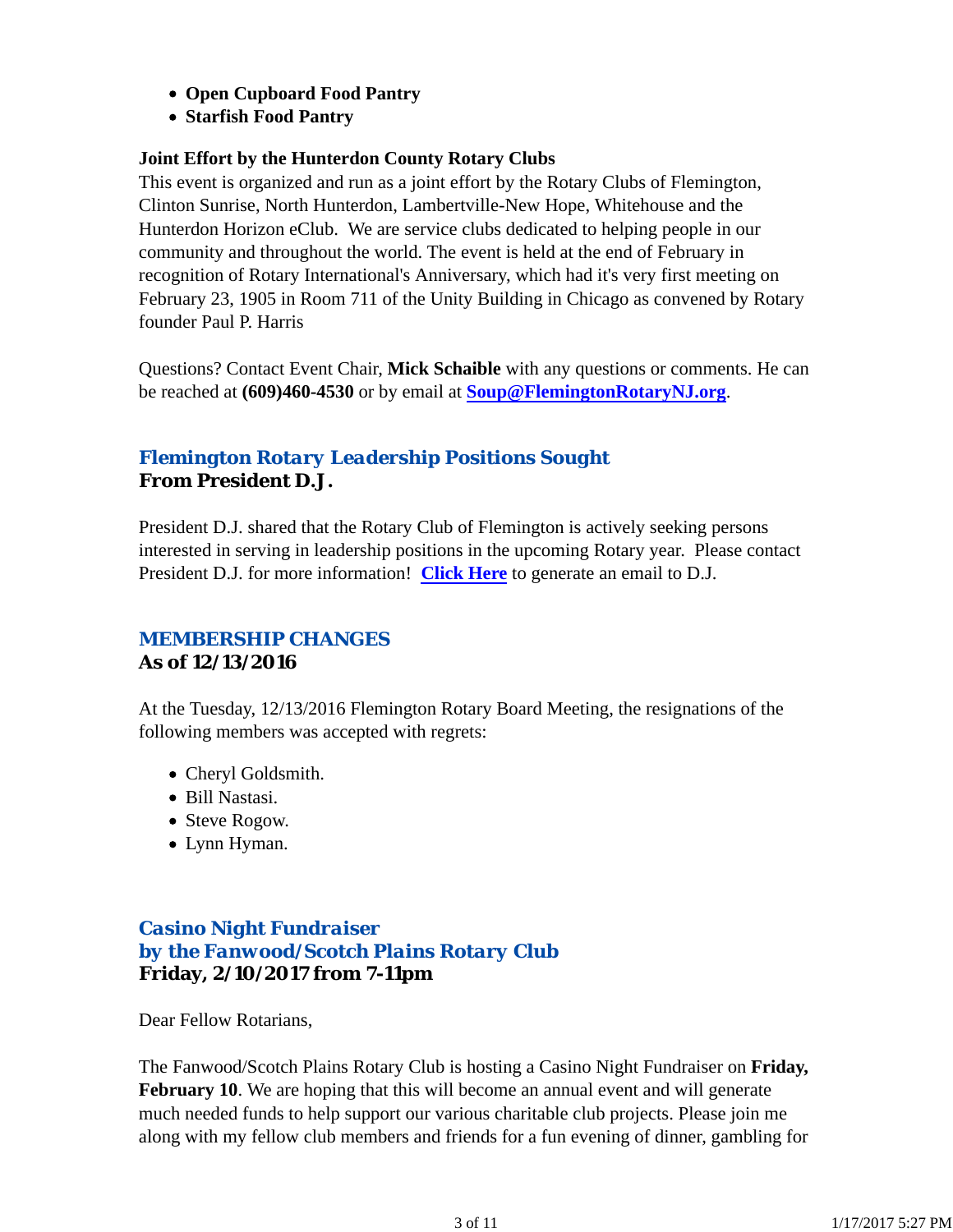- **Open Cupboard Food Pantry**
- **Starfish Food Pantry**

**Joint Effort by the Hunterdon County Rotary Clubs**
This event is organized and run as a joint effort by the Rotary Clubs of Flemington, Clinton Sunrise, North Hunterdon, Lambertville-New Hope, Whitehouse and the Hunterdon Horizon eClub. We are service clubs dedicated to helping people in our community and throughout the world. The event is held at the end of February in recognition of Rotary International's Anniversary, which had it's very first meeting on February 23, 1905 in Room 711 of the Unity Building in Chicago as convened by Rotary founder Paul P. Harris

Questions? Contact Event Chair, **Mick Schaible** with any questions or comments. He can be reached at **(609)460-4530** or by email at **Soup@FlemingtonRotaryNJ.org**.

## *Flemington Rotary Leadership Positions Sought*
**From President D.J.**

President D.J. shared that the Rotary Club of Flemington is actively seeking persons interested in serving in leadership positions in the upcoming Rotary year. Please contact President D.J. for more information! **Click Here** to generate an email to D.J.

## *MEMBERSHIP CHANGES*
**As of 12/13/2016**

At the Tuesday, 12/13/2016 Flemington Rotary Board Meeting, the resignations of the following members was accepted with regrets:

- Cheryl Goldsmith.
- Bill Nastasi.
- Steve Rogow.
- Lynn Hyman.

## *Casino Night Fundraiser by the Fanwood/Scotch Plains Rotary Club*
**Friday, 2/10/2017 from 7-11pm**

Dear Fellow Rotarians,

The Fanwood/Scotch Plains Rotary Club is hosting a Casino Night Fundraiser on **Friday, February 10**. We are hoping that this will become an annual event and will generate much needed funds to help support our various charitable club projects. Please join me along with my fellow club members and friends for a fun evening of dinner, gambling for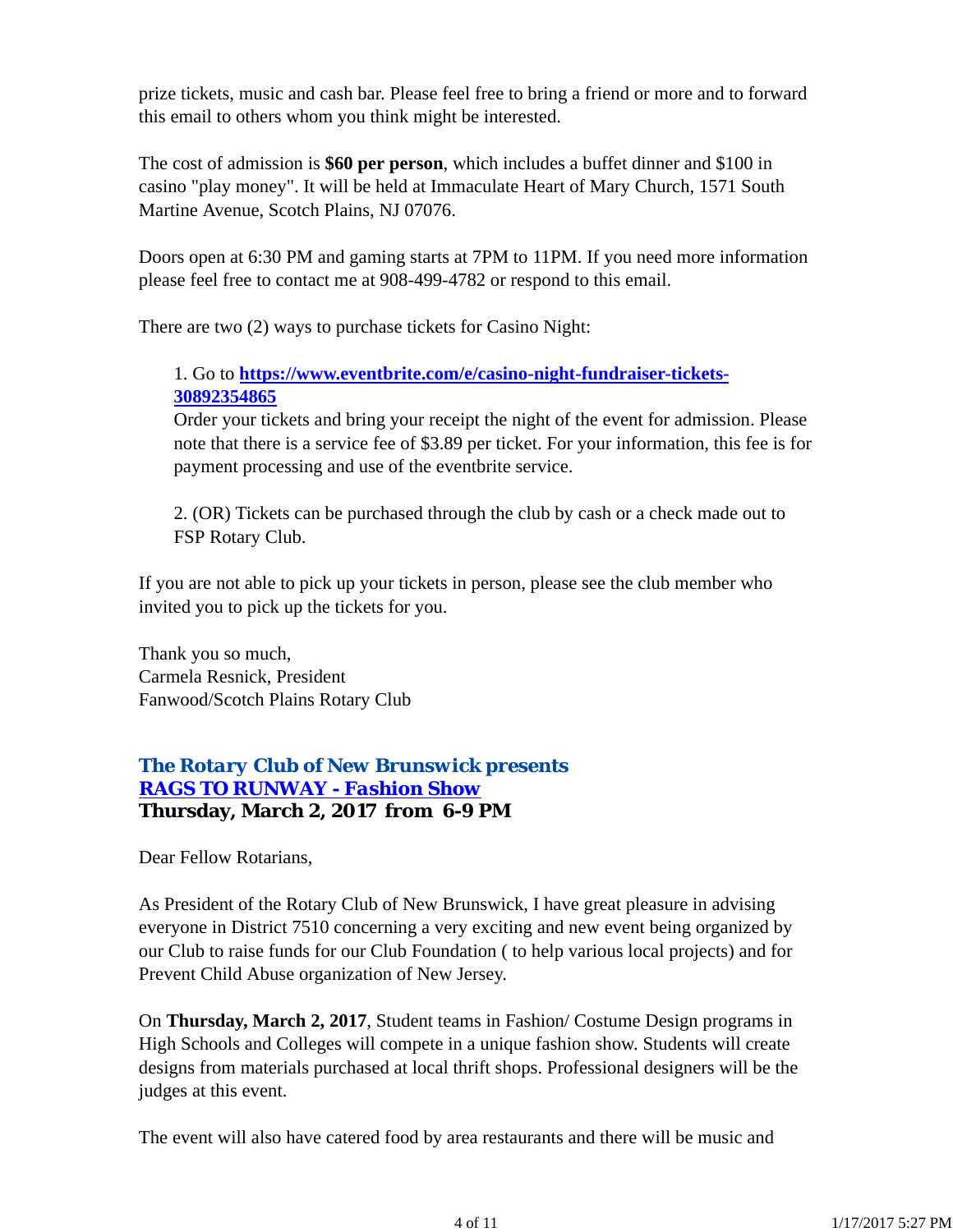prize tickets, music and cash bar. Please feel free to bring a friend or more and to forward this email to others whom you think might be interested.

The cost of admission is **$60 per person**, which includes a buffet dinner and $100 in casino "play money". It will be held at Immaculate Heart of Mary Church, 1571 South Martine Avenue, Scotch Plains, NJ 07076.

Doors open at 6:30 PM and gaming starts at 7PM to 11PM. If you need more information please feel free to contact me at 908-499-4782 or respond to this email.

There are two (2) ways to purchase tickets for Casino Night:

> 1. Go to **https://www.eventbrite.com/e/casino-night-fundraiser-tickets-30892354865**
> Order your tickets and bring your receipt the night of the event for admission. Please note that there is a service fee of $3.89 per ticket. For your information, this fee is for payment processing and use of the eventbrite service.
>
> 2. (OR) Tickets can be purchased through the club by cash or a check made out to FSP Rotary Club.

If you are not able to pick up your tickets in person, please see the club member who invited you to pick up the tickets for you.

Thank you so much,
Carmela Resnick, President
Fanwood/Scotch Plains Rotary Club

### *The Rotary Club of New Brunswick presents*
### *RAGS TO RUNWAY - Fashion Show*
**Thursday, March 2, 2017 from 6-9 PM**

Dear Fellow Rotarians,

As President of the Rotary Club of New Brunswick, I have great pleasure in advising everyone in District 7510 concerning a very exciting and new event being organized by our Club to raise funds for our Club Foundation ( to help various local projects) and for Prevent Child Abuse organization of New Jersey.

On **Thursday, March 2, 2017**, Student teams in Fashion/ Costume Design programs in High Schools and Colleges will compete in a unique fashion show. Students will create designs from materials purchased at local thrift shops. Professional designers will be the judges at this event.

The event will also have catered food by area restaurants and there will be music and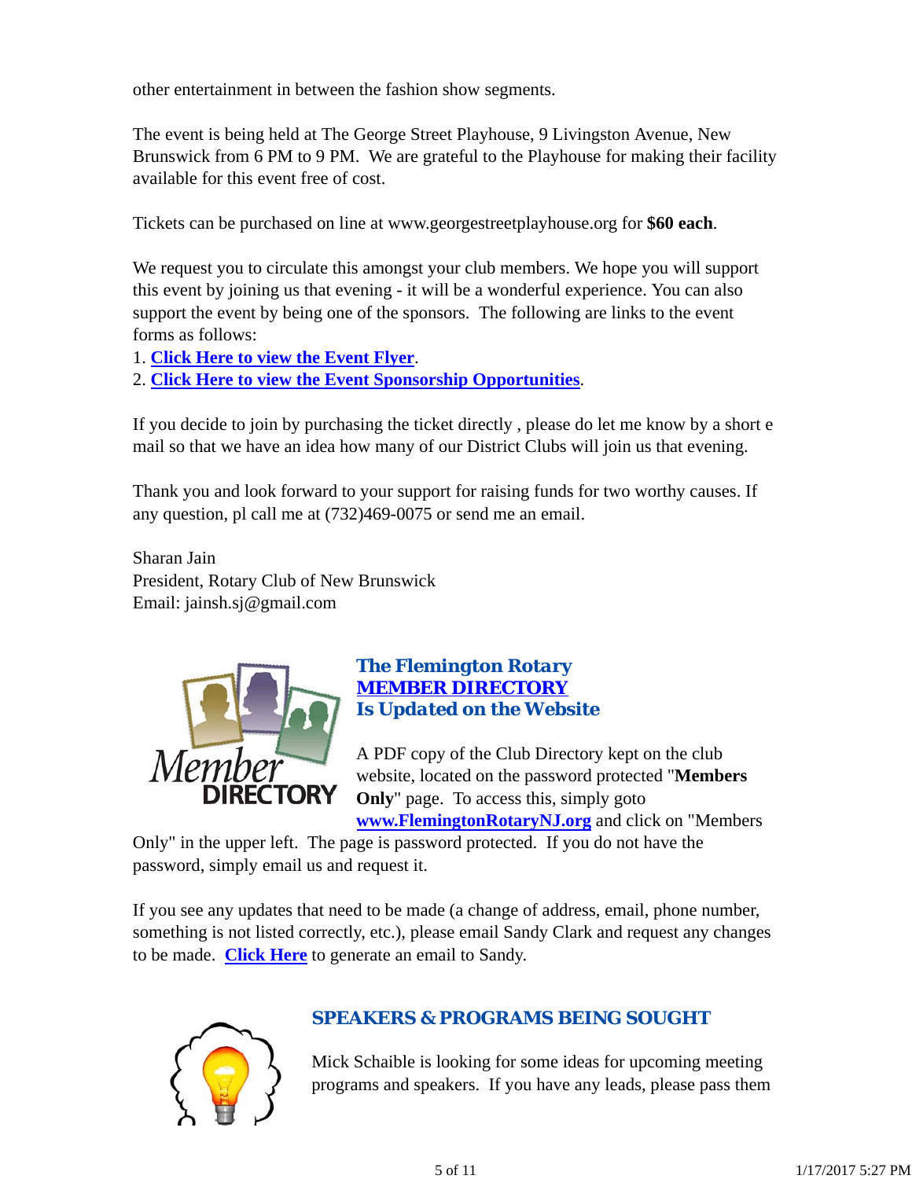other entertainment in between the fashion show segments.

The event is being held at The George Street Playhouse, 9 Livingston Avenue, New Brunswick from 6 PM to 9 PM. We are grateful to the Playhouse for making their facility available for this event free of cost.

Tickets can be purchased on line at www.georgestreetplayhouse.org for **$60 each**.

We request you to circulate this amongst your club members. We hope you will support this event by joining us that evening - it will be a wonderful experience. You can also support the event by being one of the sponsors. The following are links to the event forms as follows:

1. **Click Here to view the Event Flyer**.
2. **Click Here to view the Event Sponsorship Opportunities**.

If you decide to join by purchasing the ticket directly , please do let me know by a short e mail so that we have an idea how many of our District Clubs will join us that evening.

Thank you and look forward to your support for raising funds for two worthy causes. If any question, pl call me at (732)469-0075 or send me an email.

Sharan Jain
President, Rotary Club of New Brunswick
Email: jainsh.sj@gmail.com

## The Flemington Rotary MEMBER DIRECTORY Is Updated on the Website

A PDF copy of the Club Directory kept on the club website, located on the password protected "**Members Only**" page. To access this, simply goto **www.FlemingtonRotaryNJ.org** and click on "Members Only" in the upper left. The page is password protected. If you do not have the password, simply email us and request it.

If you see any updates that need to be made (a change of address, email, phone number, something is not listed correctly, etc.), please email Sandy Clark and request any changes to be made. **Click Here** to generate an email to Sandy.

## SPEAKERS & PROGRAMS BEING SOUGHT

Mick Schaible is looking for some ideas for upcoming meeting programs and speakers. If you have any leads, please pass them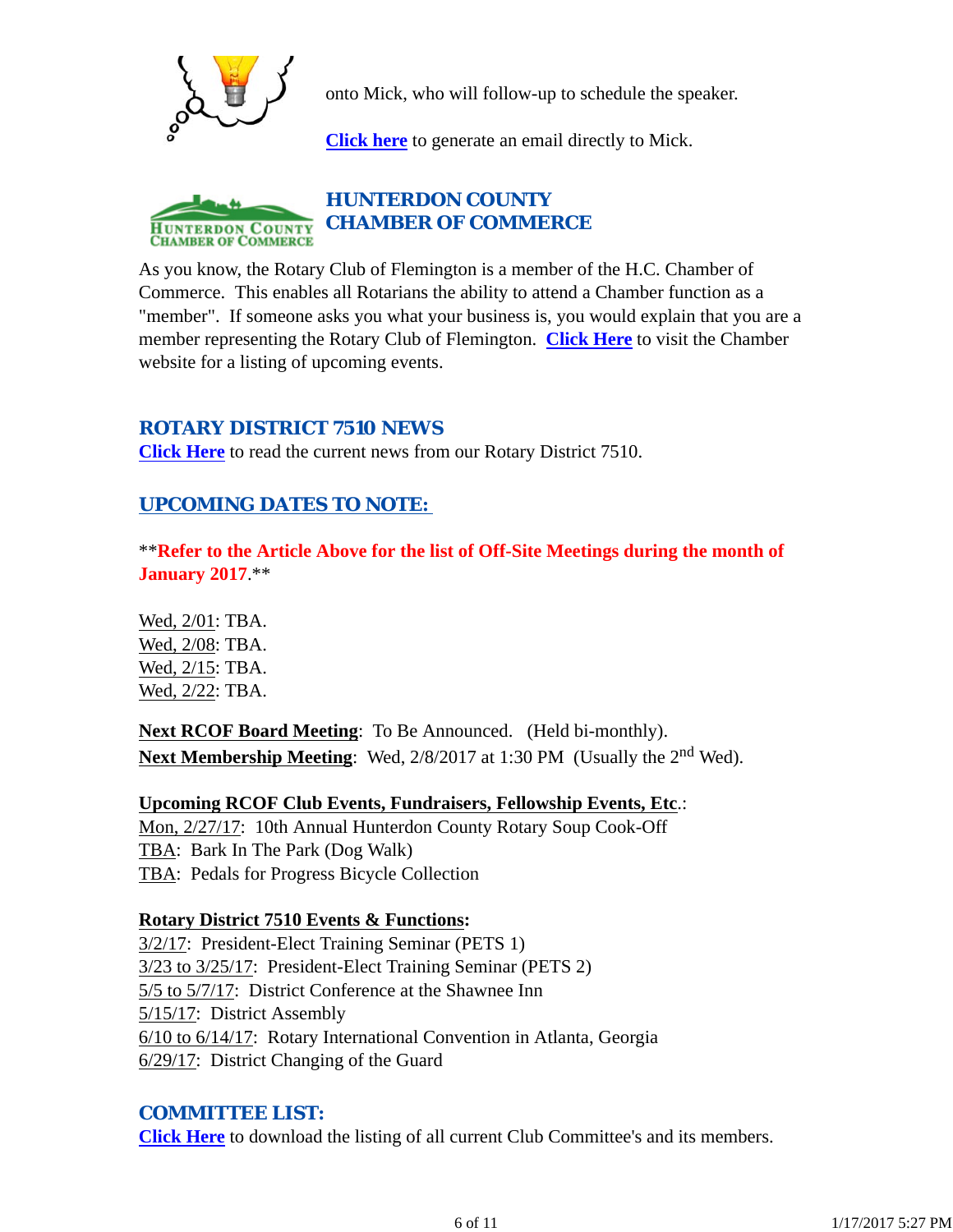onto Mick, who will follow-up to schedule the speaker.

**Click here** to generate an email directly to Mick.

## HUNTERDON COUNTY CHAMBER OF COMMERCE

As you know, the Rotary Club of Flemington is a member of the H.C. Chamber of Commerce. This enables all Rotarians the ability to attend a Chamber function as a "member". If someone asks you what your business is, you would explain that you are a member representing the Rotary Club of Flemington. **Click Here** to visit the Chamber website for a listing of upcoming events.

## ROTARY DISTRICT 7510 NEWS

**Click Here** to read the current news from our Rotary District 7510.

## UPCOMING DATES TO NOTE:

****Refer to the Article Above for the list of Off-Site Meetings during the month of January 2017**.**

Wed, 2/01: TBA.
Wed, 2/08: TBA.
Wed, 2/15: TBA.
Wed, 2/22: TBA.

**Next RCOF Board Meeting**: To Be Announced. (Held bi-monthly).
**Next Membership Meeting**: Wed, 2/8/2017 at 1:30 PM (Usually the 2nd Wed).

**Upcoming RCOF Club Events, Fundraisers, Fellowship Events, Etc**.:
Mon, 2/27/17: 10th Annual Hunterdon County Rotary Soup Cook-Off
TBA: Bark In The Park (Dog Walk)
TBA: Pedals for Progress Bicycle Collection

**Rotary District 7510 Events & Functions:**
3/2/17: President-Elect Training Seminar (PETS 1)
3/23 to 3/25/17: President-Elect Training Seminar (PETS 2)
5/5 to 5/7/17: District Conference at the Shawnee Inn
5/15/17: District Assembly
6/10 to 6/14/17: Rotary International Convention in Atlanta, Georgia
6/29/17: District Changing of the Guard

## COMMITTEE LIST:

**Click Here** to download the listing of all current Club Committee's and its members.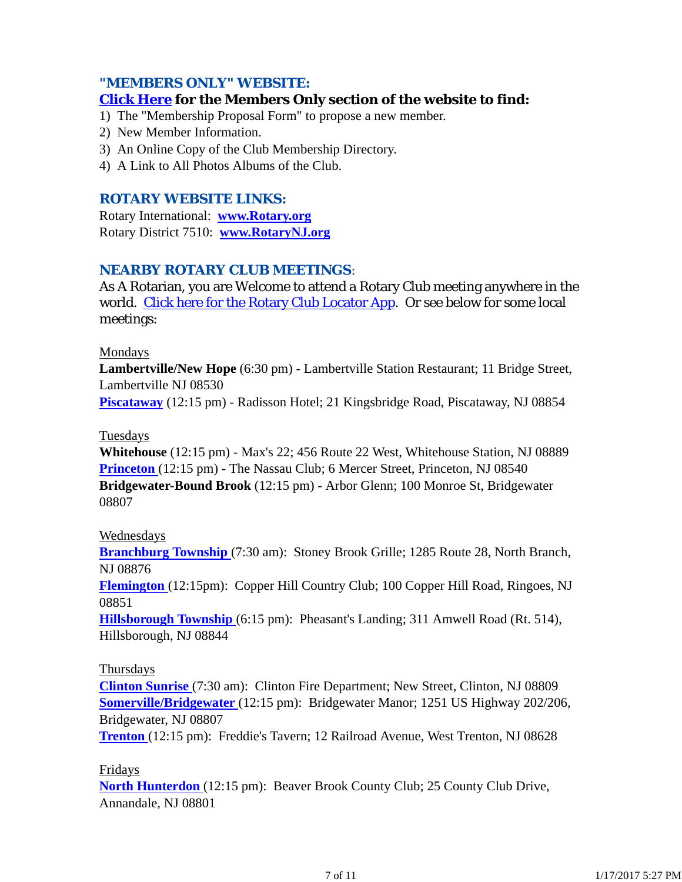### "MEMBERS ONLY" WEBSITE:

**Click Here for the Members Only section of the website to find:**

1) The "Membership Proposal Form" to propose a new member.
2) New Member Information.
3) An Online Copy of the Club Membership Directory.
4) A Link to All Photos Albums of the Club.

### ROTARY WEBSITE LINKS:

Rotary International: **www.Rotary.org**
Rotary District 7510: **www.RotaryNJ.org**

### NEARBY ROTARY CLUB MEETINGS:

As A Rotarian, you are Welcome to attend a Rotary Club meeting anywhere in the world. Click here for the Rotary Club Locator App. Or see below for some local meetings:

Mondays

**Lambertville/New Hope** (6:30 pm) - Lambertville Station Restaurant; 11 Bridge Street, Lambertville NJ 08530
**Piscataway** (12:15 pm) - Radisson Hotel; 21 Kingsbridge Road, Piscataway, NJ 08854

Tuesdays

**Whitehouse** (12:15 pm) - Max's 22; 456 Route 22 West, Whitehouse Station, NJ 08889
**Princeton** (12:15 pm) - The Nassau Club; 6 Mercer Street, Princeton, NJ 08540
**Bridgewater-Bound Brook** (12:15 pm) - Arbor Glenn; 100 Monroe St, Bridgewater 08807

Wednesdays

**Branchburg Township** (7:30 am): Stoney Brook Grille; 1285 Route 28, North Branch, NJ 08876
**Flemington** (12:15pm): Copper Hill Country Club; 100 Copper Hill Road, Ringoes, NJ 08851
**Hillsborough Township** (6:15 pm): Pheasant's Landing; 311 Amwell Road (Rt. 514), Hillsborough, NJ 08844

Thursdays

**Clinton Sunrise** (7:30 am): Clinton Fire Department; New Street, Clinton, NJ 08809
**Somerville/Bridgewater** (12:15 pm): Bridgewater Manor; 1251 US Highway 202/206, Bridgewater, NJ 08807
**Trenton** (12:15 pm): Freddie's Tavern; 12 Railroad Avenue, West Trenton, NJ 08628

Fridays

**North Hunterdon** (12:15 pm): Beaver Brook County Club; 25 County Club Drive, Annandale, NJ 08801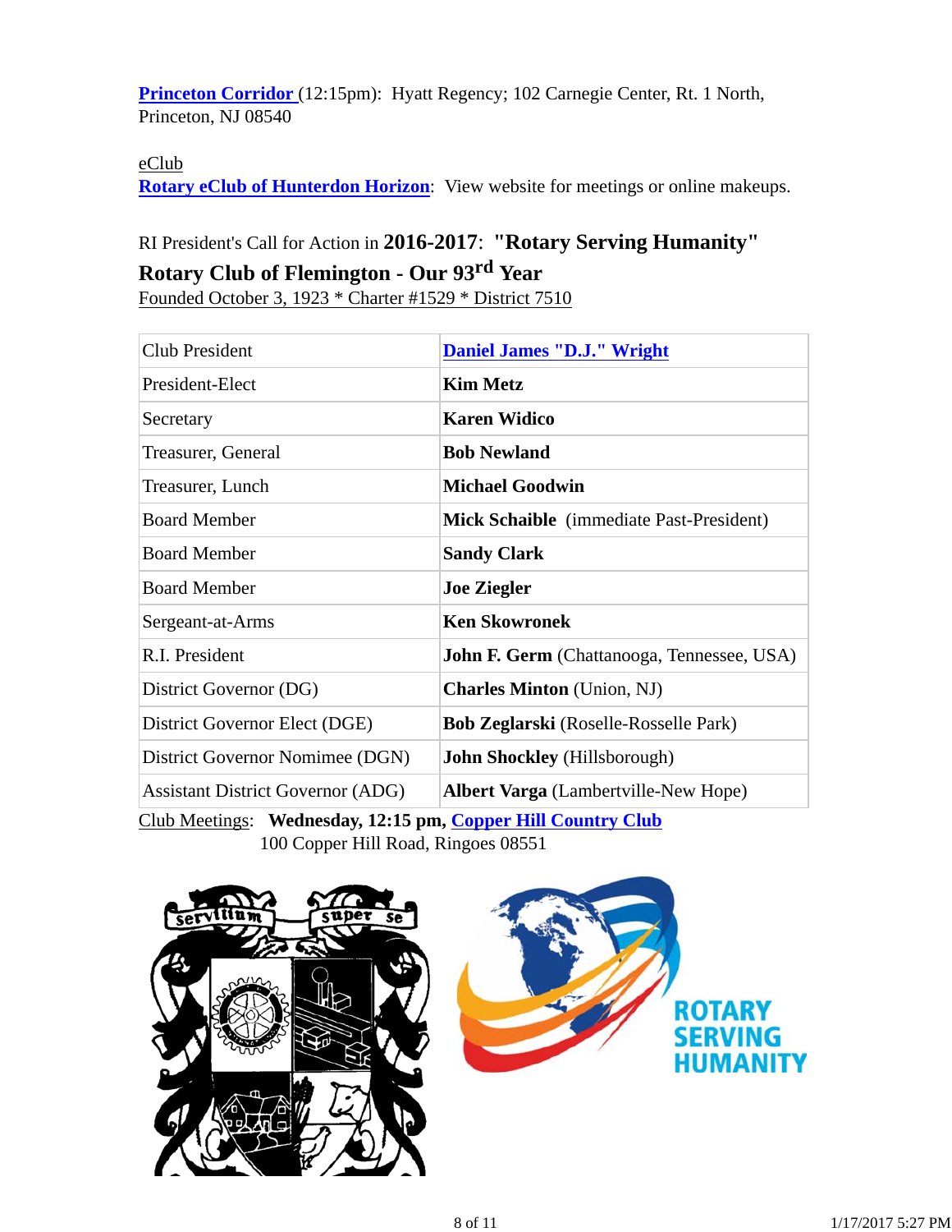**Princeton Corridor** (12:15pm): Hyatt Regency; 102 Carnegie Center, Rt. 1 North, Princeton, NJ 08540

eClub
**Rotary eClub of Hunterdon Horizon**: View website for meetings or online makeups.

RI President's Call for Action in **2016-2017**: **"Rotary Serving Humanity"**

**Rotary Club of Flemington - Our 93rd Year**

Founded October 3, 1923 * Charter #1529 * District 7510

| Club President | **Daniel James "D.J." Wright** |
|---|---|
| President-Elect | **Kim Metz** |
| Secretary | **Karen Widico** |
| Treasurer, General | **Bob Newland** |
| Treasurer, Lunch | **Michael Goodwin** |
| Board Member | **Mick Schaible** (immediate Past-President) |
| Board Member | **Sandy Clark** |
| Board Member | **Joe Ziegler** |
| Sergeant-at-Arms | **Ken Skowronek** |
| R.I. President | **John F. Germ** (Chattanooga, Tennessee, USA) |
| District Governor (DG) | **Charles Minton** (Union, NJ) |
| District Governor Elect (DGE) | **Bob Zeglarski** (Roselle-Rosselle Park) |
| District Governor Nomimee (DGN) | **John Shockley** (Hillsborough) |
| Assistant District Governor (ADG) | **Albert Varga** (Lambertville-New Hope) |

Club Meetings: **Wednesday, 12:15 pm, Copper Hill Country Club**
100 Copper Hill Road, Ringoes 08551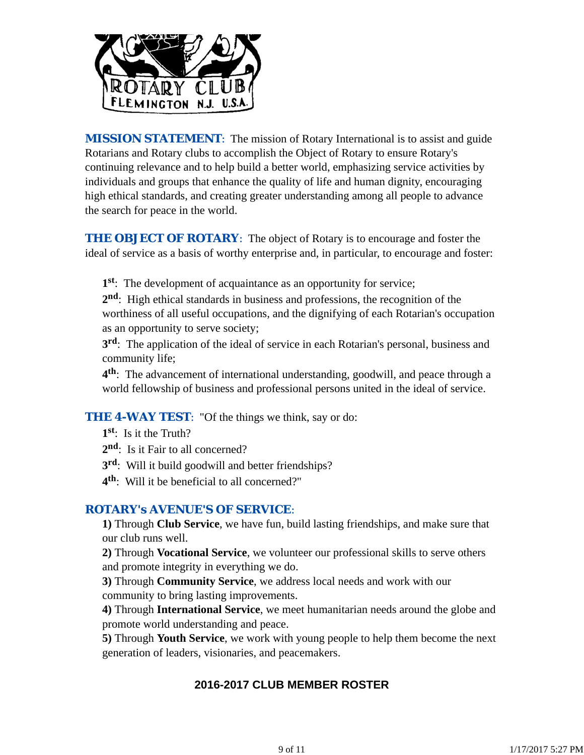**MISSION STATEMENT**: The mission of Rotary International is to assist and guide Rotarians and Rotary clubs to accomplish the Object of Rotary to ensure Rotary's continuing relevance and to help build a better world, emphasizing service activities by individuals and groups that enhance the quality of life and human dignity, encouraging high ethical standards, and creating greater understanding among all people to advance the search for peace in the world.

**THE OBJECT OF ROTARY**: The object of Rotary is to encourage and foster the ideal of service as a basis of worthy enterprise and, in particular, to encourage and foster:

**1st**: The development of acquaintance as an opportunity for service;
**2nd**: High ethical standards in business and professions, the recognition of the worthiness of all useful occupations, and the dignifying of each Rotarian's occupation as an opportunity to serve society;
**3rd**: The application of the ideal of service in each Rotarian's personal, business and community life;
**4th**: The advancement of international understanding, goodwill, and peace through a world fellowship of business and professional persons united in the ideal of service.

**THE 4-WAY TEST**: "Of the things we think, say or do:
**1st**: Is it the Truth?
**2nd**: Is it Fair to all concerned?
**3rd**: Will it build goodwill and better friendships?
**4th**: Will it be beneficial to all concerned?"

**ROTARY's AVENUE'S OF SERVICE**:
**1)** Through **Club Service**, we have fun, build lasting friendships, and make sure that our club runs well.
**2)** Through **Vocational Service**, we volunteer our professional skills to serve others and promote integrity in everything we do.
**3)** Through **Community Service**, we address local needs and work with our community to bring lasting improvements.
**4)** Through **International Service**, we meet humanitarian needs around the globe and promote world understanding and peace.
**5)** Through **Youth Service**, we work with young people to help them become the next generation of leaders, visionaries, and peacemakers.

## 2016-2017 CLUB MEMBER ROSTER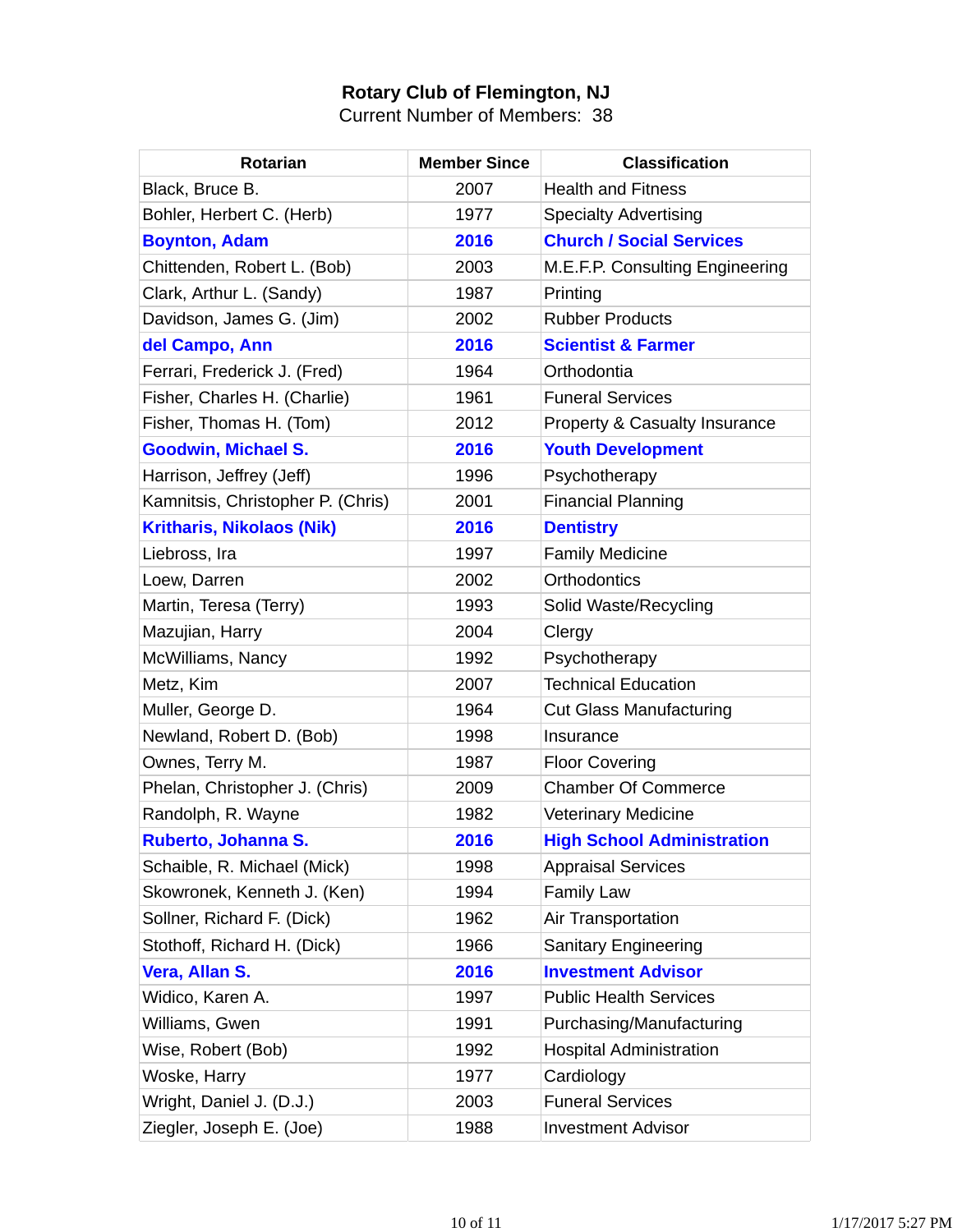**Rotary Club of Flemington, NJ**

Current Number of Members: 38

| Rotarian | Member Since | Classification |
|---|---|---|
| Black, Bruce B. | 2007 | Health and Fitness |
| Bohler, Herbert C. (Herb) | 1977 | Specialty Advertising |
| **Boynton, Adam** | **2016** | **Church / Social Services** |
| Chittenden, Robert L. (Bob) | 2003 | M.E.F.P. Consulting Engineering |
| Clark, Arthur L. (Sandy) | 1987 | Printing |
| Davidson, James G. (Jim) | 2002 | Rubber Products |
| **del Campo, Ann** | **2016** | **Scientist & Farmer** |
| Ferrari, Frederick J. (Fred) | 1964 | Orthodontia |
| Fisher, Charles H. (Charlie) | 1961 | Funeral Services |
| Fisher, Thomas H. (Tom) | 2012 | Property & Casualty Insurance |
| **Goodwin, Michael S.** | **2016** | **Youth Development** |
| Harrison, Jeffrey (Jeff) | 1996 | Psychotherapy |
| Kamnitsis, Christopher P. (Chris) | 2001 | Financial Planning |
| **Kritharis, Nikolaos (Nik)** | **2016** | **Dentistry** |
| Liebross, Ira | 1997 | Family Medicine |
| Loew, Darren | 2002 | Orthodontics |
| Martin, Teresa (Terry) | 1993 | Solid Waste/Recycling |
| Mazujian, Harry | 2004 | Clergy |
| McWilliams, Nancy | 1992 | Psychotherapy |
| Metz, Kim | 2007 | Technical Education |
| Muller, George D. | 1964 | Cut Glass Manufacturing |
| Newland, Robert D. (Bob) | 1998 | Insurance |
| Ownes, Terry M. | 1987 | Floor Covering |
| Phelan, Christopher J. (Chris) | 2009 | Chamber Of Commerce |
| Randolph, R. Wayne | 1982 | Veterinary Medicine |
| **Ruberto, Johanna S.** | **2016** | **High School Administration** |
| Schaible, R. Michael (Mick) | 1998 | Appraisal Services |
| Skowronek, Kenneth J. (Ken) | 1994 | Family Law |
| Sollner, Richard F. (Dick) | 1962 | Air Transportation |
| Stothoff, Richard H. (Dick) | 1966 | Sanitary Engineering |
| **Vera, Allan S.** | **2016** | **Investment Advisor** |
| Widico, Karen A. | 1997 | Public Health Services |
| Williams, Gwen | 1991 | Purchasing/Manufacturing |
| Wise, Robert (Bob) | 1992 | Hospital Administration |
| Woske, Harry | 1977 | Cardiology |
| Wright, Daniel J. (D.J.) | 2003 | Funeral Services |
| Ziegler, Joseph E. (Joe) | 1988 | Investment Advisor |

1/17/2017 5:27 PM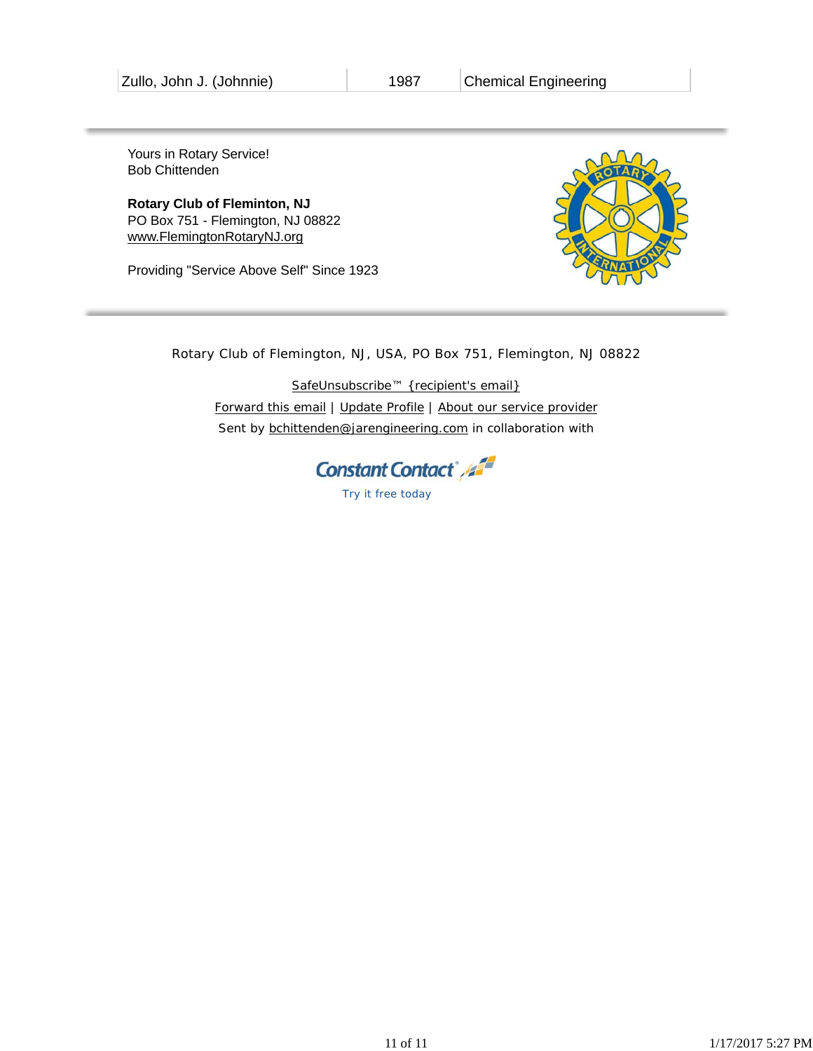| | | |
|---|---|---|
| Zullo, John J. (Johnnie) | 1987 | Chemical Engineering |

Yours in Rotary Service!
Bob Chittenden

**Rotary Club of Fleminton, NJ**
PO Box 751 - Flemington, NJ 08822
www.FlemingtonRotaryNJ.org

Providing "Service Above Self" Since 1923

Rotary Club of Flemington, NJ, USA, PO Box 751, Flemington, NJ 08822

SafeUnsubscribe™ {recipient's email}

Forward this email | Update Profile | About our service provider

Sent by bchittenden@jarengineering.com in collaboration with

Constant Contact

Try it free today